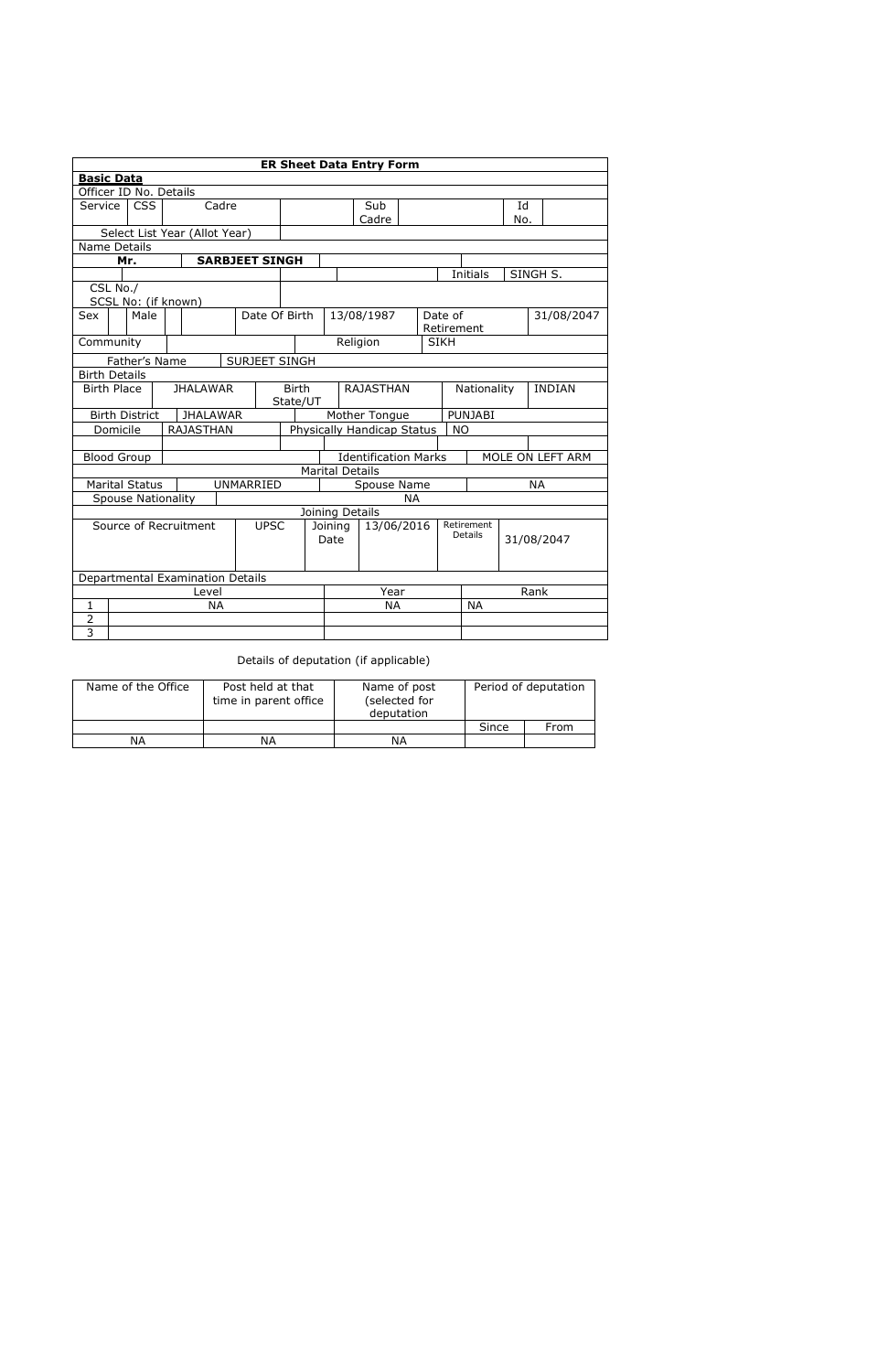| ER Sheet Data Entry Form | | | | | | | | | |
|---|---|---|---|---|---|---|---|---|---|
| **Basic Data** | | | | | | | | | |
| Officer ID No. Details | | | | | | | | | |
| Service | CSS | Cadre | | | Sub Cadre | | | Id No. | |
| Select List Year (Allot Year) | | | | | | | | | |
| Name Details | | | | | | | | | |
| Mr. | | **SARBJEET SINGH** | | | | | | | |
| | | | | | | | Initials | SINGH S. | |
| CSL No./ SCSL No: (if known) | | | | | | | | | |
| Sex | Male | | Date Of Birth | 13/08/1987 | | Date of Retirement | | 31/08/2047 | |
| Community | | | | Religion | | SIKH | | | |
| Father's Name | | SURJEET SINGH | | | | | | | |
| Birth Details | | | | | | | | | |
| Birth Place | JHALAWAR | | Birth State/UT | RAJASTHAN | | Nationality | | INDIAN | |
| Birth District | JHALAWAR | | | Mother Tongue | | PUNJABI | | | |
| Domicile | RAJASTHAN | | | Physically Handicap Status | | NO | | | |
| | | | | | | | | | |
| Blood Group | | | | Identification Marks | | | MOLE ON LEFT ARM | | |
| Marital Details | | | | | | | | | |
| Marital Status | UNMARRIED | | | Spouse Name | | | NA | | |
| Spouse Nationality | | | | NA | | | | | |
| Joining Details | | | | | | | | | |
| Source of Recruitment | | UPSC | Joining Date | 13/06/2016 | | Retirement Details | 31/08/2047 | | |
| Departmental Examination Details | | | | | | | | | |
| | Level | | | Year | | | Rank | | |
| 1 | NA | | | NA | | | NA | | |
| 2 | | | | | | | | | |
| 3 | | | | | | | | | |

Details of deputation (if applicable)

| Name of the Office | Post held at that time in parent office | Name of post (selected for deputation | Period of deputation | |
|---|---|---|---|---|
| | | | Since | From |
| NA | NA | NA | | |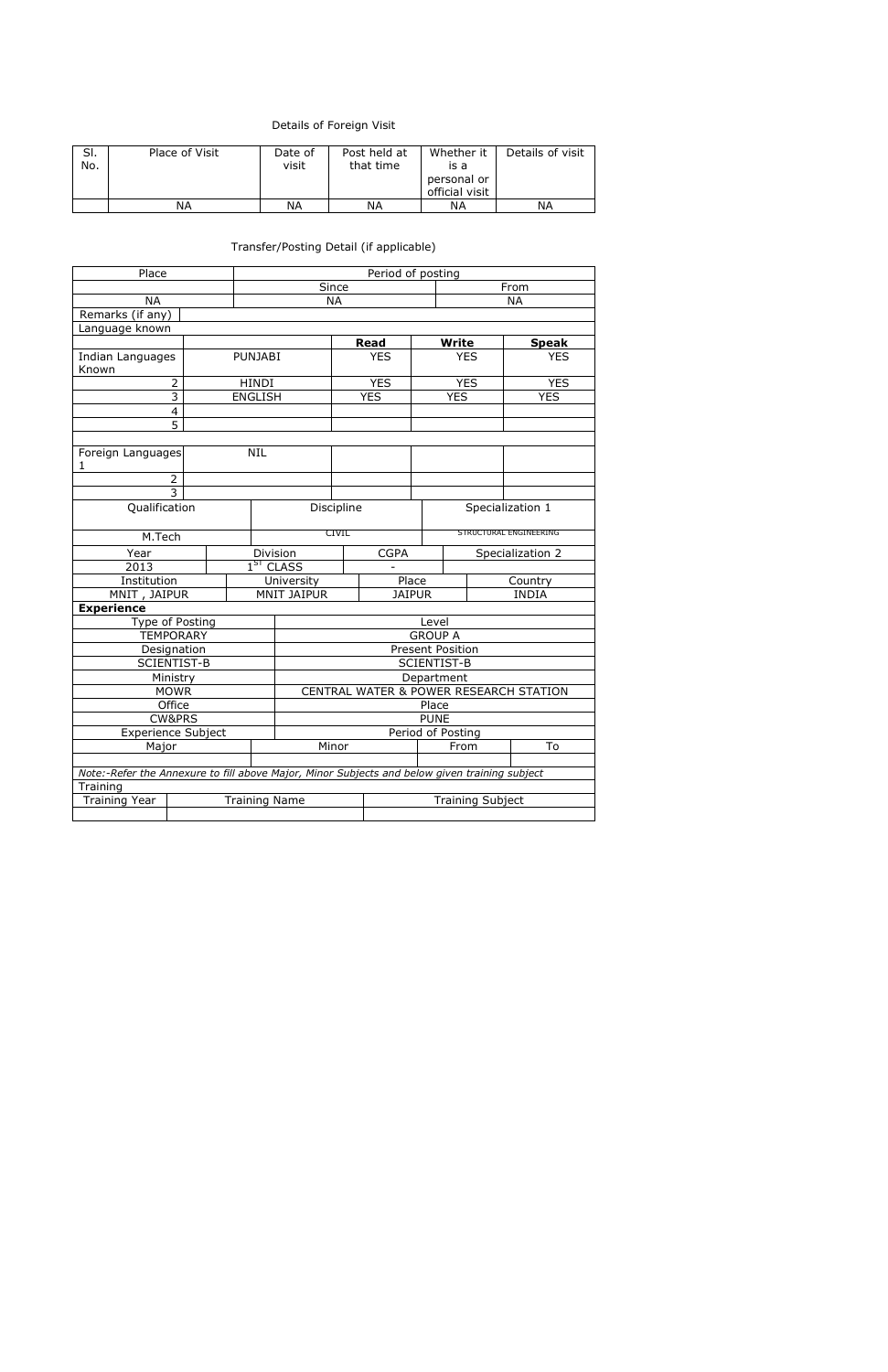Details of Foreign Visit

| Sl. No. | Place of Visit | Date of visit | Post held at that time | Whether it is a personal or official visit | Details of visit |
|---|---|---|---|---|---|
| | NA | NA | NA | NA | NA |

Transfer/Posting Detail (if applicable)

| Place | Period of posting | |
|---|---|---|
| | Since | From |
| NA | NA | NA |

Remarks (if any)

Language known

| | | Read | Write | Speak |
|---|---|---|---|---|
| Indian Languages Known | PUNJABI | YES | YES | YES |
| 2 | HINDI | YES | YES | YES |
| 3 | ENGLISH | YES | YES | YES |
| 4 | | | | |
| 5 | | | | |
| | | | | |
| Foreign Languages 1 | NIL | | | |
| 2 | | | | |
| 3 | | | | |

| Qualification | Discipline | Specialization 1 |
|---|---|---|
| M.Tech | CIVIL | STRUCTURAL ENGINEERING |

| Year | Division | CGPA | Specialization 2 |
|---|---|---|---|
| 2013 | 1ST CLASS | - | |

| Institution | University | Place | Country |
|---|---|---|---|
| MNIT , JAIPUR | MNIT JAIPUR | JAIPUR | INDIA |

**Experience**

| Type of Posting | Level |
|---|---|
| TEMPORARY | GROUP A |
| Designation | Present Position |
| SCIENTIST-B | SCIENTIST-B |
| Ministry | Department |
| MOWR | CENTRAL WATER & POWER RESEARCH STATION |
| Office | Place |
| CW&PRS | PUNE |
| Experience Subject | Period of Posting |

| Major | Minor | From | To |
|---|---|---|---|
| | | | |

*Note:-Refer the Annexure to fill above Major, Minor Subjects and below given training subject*

Training

| Training Year | Training Name | Training Subject |
|---|---|---|
| | | |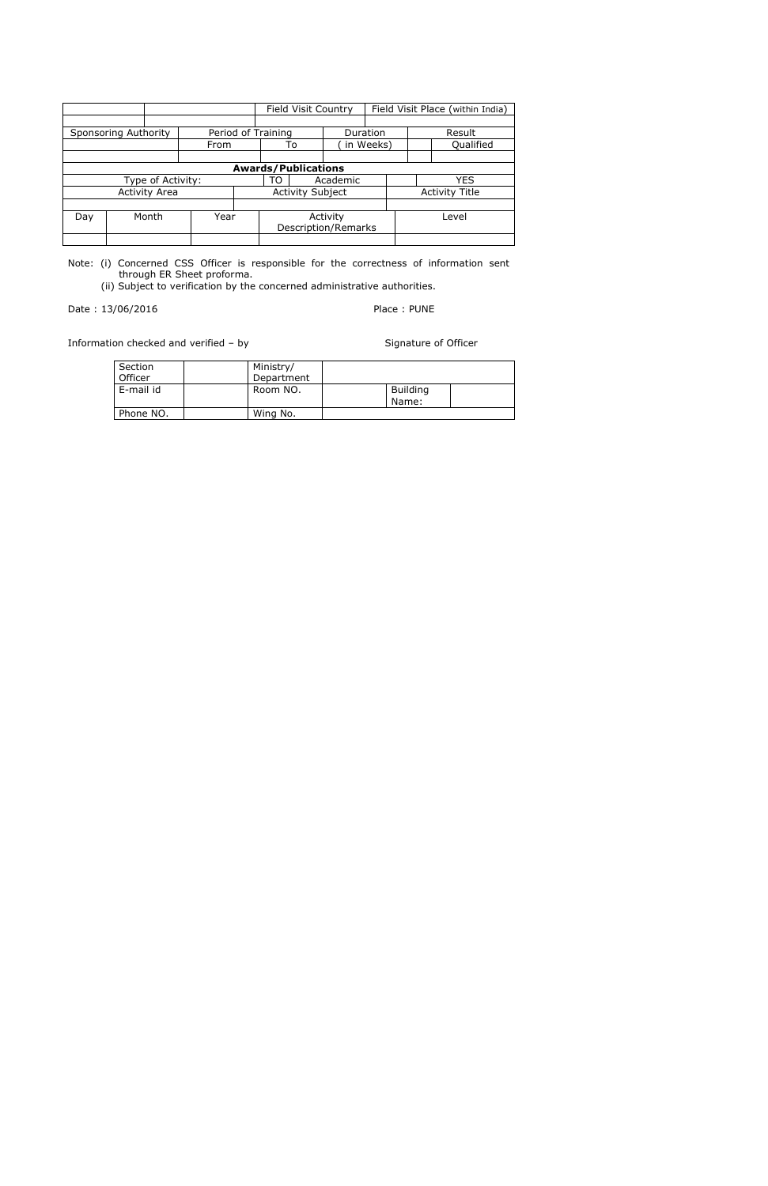| | | Field Visit Country | Field Visit Place (within India) |
|---|---|---|---|
| | | | |

| Sponsoring Authority | Period of Training | | Duration | Result | |
|---|---|---|---|---|---|
| | From | To | ( in Weeks) | | Qualified |
| | | | | | |

**Awards/Publications**

| Type of Activity: | | TO | Academic | | YES |
|---|---|---|---|---|---|
| Activity Area | Activity Subject | | | Activity Title | |
| | | | | | |

| Day | Month | Year | Activity Description/Remarks | Level |
|---|---|---|---|---|
| | | | | |

Note: (i) Concerned CSS Officer is responsible for the correctness of information sent through ER Sheet proforma.

(ii) Subject to verification by the concerned administrative authorities.

Date : 13/06/2016 Place : PUNE

Information checked and verified – by Signature of Officer

| | | | | | |
|---|---|---|---|---|---|
| Section Officer | | Ministry/ Department | | | |
| E-mail id | | Room NO. | | Building Name: | |
| Phone NO. | | Wing No. | | | |